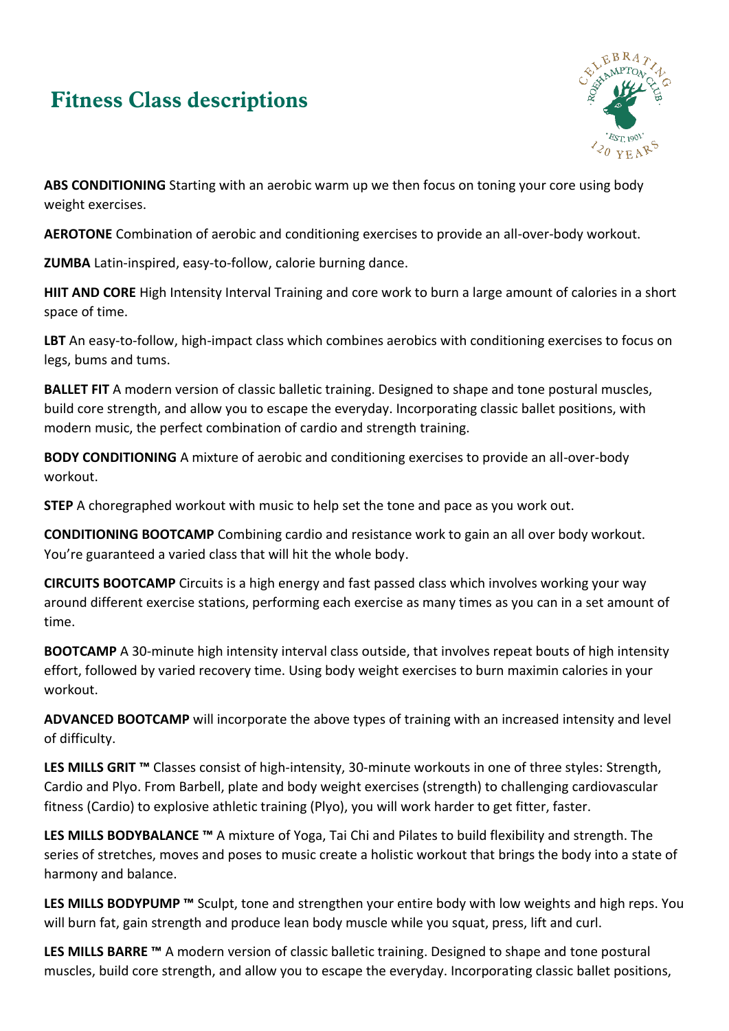# Fitness Class descriptions

**ABS CONDITIONING** Starting with an aerobic warm up we then focus on toning your core using body weight exercises.

**AEROTONE** Combination of aerobic and conditioning exercises to provide an all-over-body workout.

**ZUMBA** Latin-inspired, easy-to-follow, calorie burning dance.

**HIIT AND CORE** High Intensity Interval Training and core work to burn a large amount of calories in a short space of time.

**LBT** An easy-to-follow, high-impact class which combines aerobics with conditioning exercises to focus on legs, bums and tums.

**BALLET FIT** A modern version of classic balletic training. Designed to shape and tone postural muscles, build core strength, and allow you to escape the everyday. Incorporating classic ballet positions, with modern music, the perfect combination of cardio and strength training.

**BODY CONDITIONING** A mixture of aerobic and conditioning exercises to provide an all-over-body workout.

**STEP** A choregraphed workout with music to help set the tone and pace as you work out.

**CONDITIONING BOOTCAMP** Combining cardio and resistance work to gain an all over body workout. You're guaranteed a varied class that will hit the whole body.

**CIRCUITS BOOTCAMP** Circuits is a high energy and fast passed class which involves working your way around different exercise stations, performing each exercise as many times as you can in a set amount of time.

**BOOTCAMP** A 30-minute high intensity interval class outside, that involves repeat bouts of high intensity effort, followed by varied recovery time. Using body weight exercises to burn maximin calories in your workout.

**ADVANCED BOOTCAMP** will incorporate the above types of training with an increased intensity and level of difficulty.

**LES MILLS GRIT ™** Classes consist of high-intensity, 30-minute workouts in one of three styles: Strength, Cardio and Plyo. From Barbell, plate and body weight exercises (strength) to challenging cardiovascular fitness (Cardio) to explosive athletic training (Plyo), you will work harder to get fitter, faster.

**LES MILLS BODYBALANCE ™** A mixture of Yoga, Tai Chi and Pilates to build flexibility and strength. The series of stretches, moves and poses to music create a holistic workout that brings the body into a state of harmony and balance.

**LES MILLS BODYPUMP ™** Sculpt, tone and strengthen your entire body with low weights and high reps. You will burn fat, gain strength and produce lean body muscle while you squat, press, lift and curl.

**LES MILLS BARRE ™** A modern version of classic balletic training. Designed to shape and tone postural muscles, build core strength, and allow you to escape the everyday. Incorporating classic ballet positions,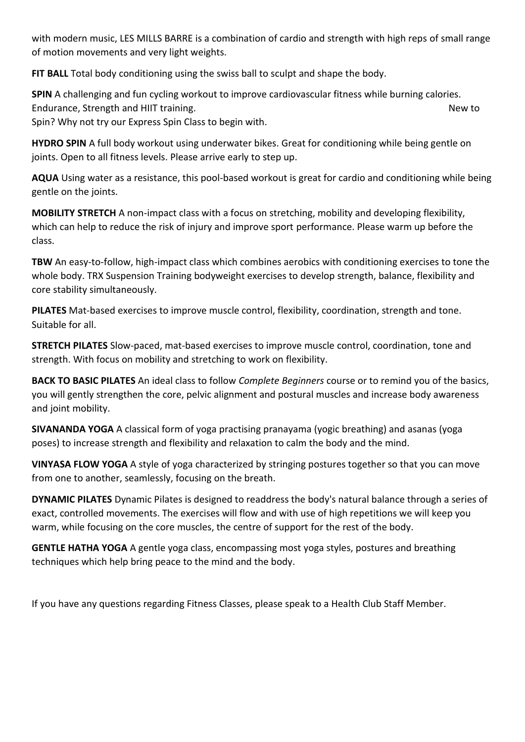with modern music, LES MILLS BARRE is a combination of cardio and strength with high reps of small range of motion movements and very light weights.

**FIT BALL** Total body conditioning using the swiss ball to sculpt and shape the body.

**SPIN** A challenging and fun cycling workout to improve cardiovascular fitness while burning calories. Endurance, Strength and HIIT training. New to Spin? Why not try our Express Spin Class to begin with.

**HYDRO SPIN** A full body workout using underwater bikes. Great for conditioning while being gentle on joints. Open to all fitness levels. Please arrive early to step up.

**AQUA** Using water as a resistance, this pool-based workout is great for cardio and conditioning while being gentle on the joints.

**MOBILITY STRETCH** A non-impact class with a focus on stretching, mobility and developing flexibility, which can help to reduce the risk of injury and improve sport performance. Please warm up before the class.

**TBW** An easy-to-follow, high-impact class which combines aerobics with conditioning exercises to tone the whole body. TRX Suspension Training bodyweight exercises to develop strength, balance, flexibility and core stability simultaneously.

**PILATES** Mat-based exercises to improve muscle control, flexibility, coordination, strength and tone. Suitable for all.

**STRETCH PILATES** Slow-paced, mat-based exercises to improve muscle control, coordination, tone and strength. With focus on mobility and stretching to work on flexibility.

**BACK TO BASIC PILATES** An ideal class to follow *Complete Beginners* course or to remind you of the basics, you will gently strengthen the core, pelvic alignment and postural muscles and increase body awareness and joint mobility.

**SIVANANDA YOGA** A classical form of yoga practising pranayama (yogic breathing) and asanas (yoga poses) to increase strength and flexibility and relaxation to calm the body and the mind.

**VINYASA FLOW YOGA** A style of yoga characterized by stringing postures together so that you can move from one to another, seamlessly, focusing on the breath.

**DYNAMIC PILATES** Dynamic Pilates is designed to readdress the body's natural balance through a series of exact, controlled movements. The exercises will flow and with use of high repetitions we will keep you warm, while focusing on the core muscles, the centre of support for the rest of the body.

**GENTLE HATHA YOGA** A gentle yoga class, encompassing most yoga styles, postures and breathing techniques which help bring peace to the mind and the body.

If you have any questions regarding Fitness Classes, please speak to a Health Club Staff Member.